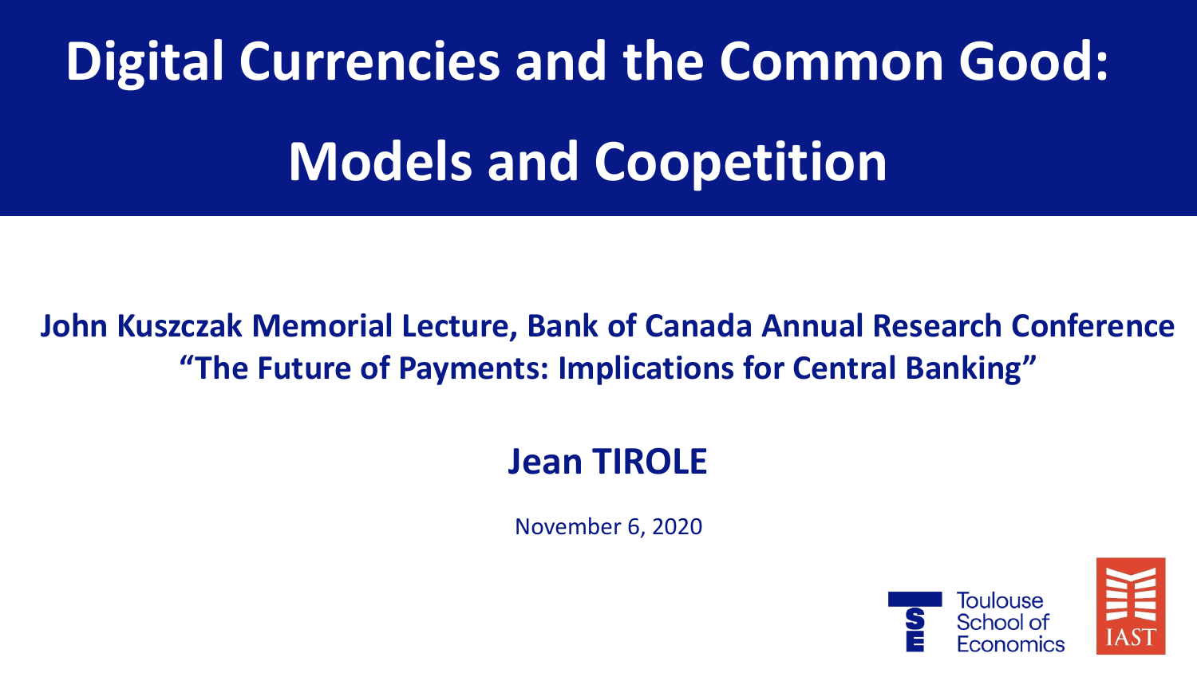# Digital Currencies and the Common Good: Models and Coopetition

**John Kuszczak Memorial Lecture, Bank of Canada Annual Research Conference**
**"The Future of Payments: Implications for Central Banking"**

**Jean TIROLE**

November 6, 2020

Toulouse School of Economics

IAST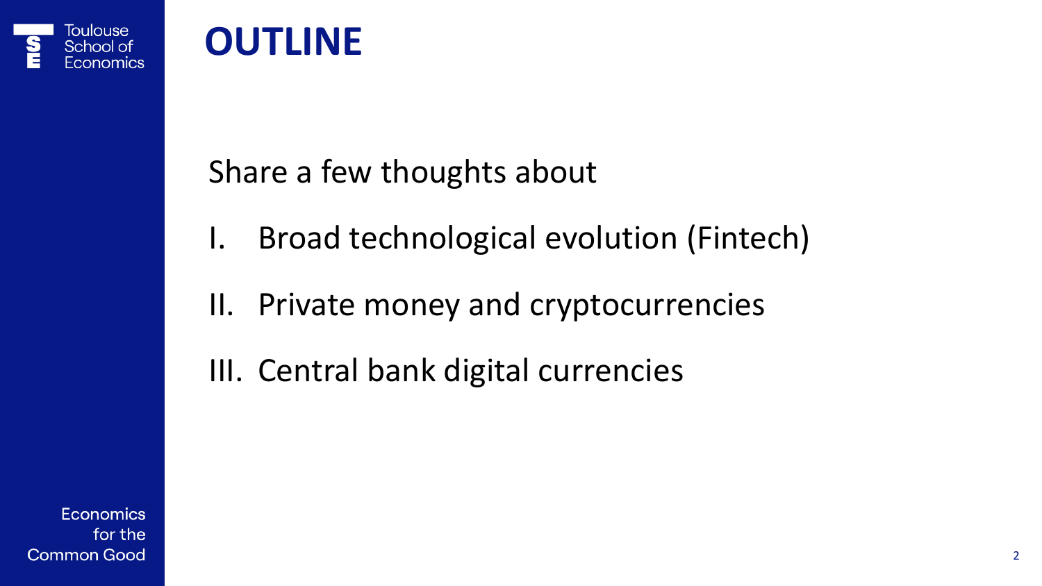# OUTLINE

Share a few thoughts about

I. Broad technological evolution (Fintech)

II. Private money and cryptocurrencies

III. Central bank digital currencies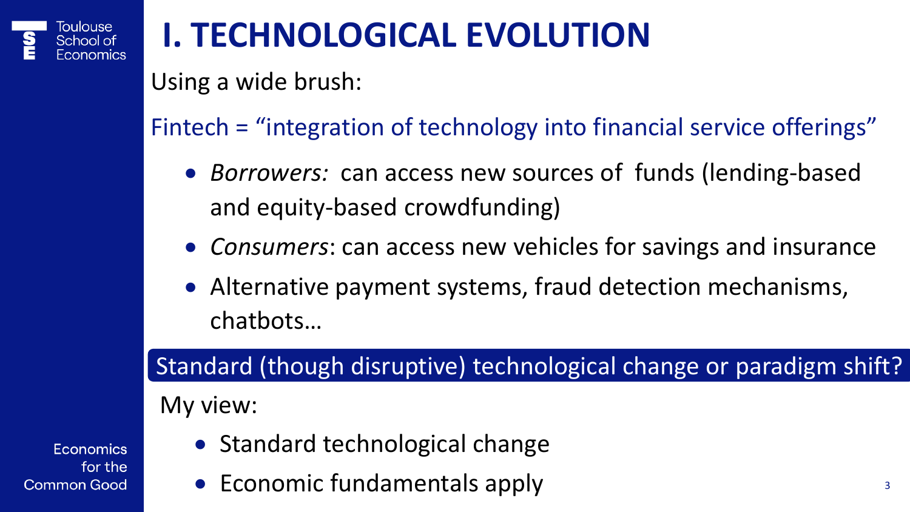# I. TECHNOLOGICAL EVOLUTION

Using a wide brush:

Fintech = "integration of technology into financial service offerings"

- *Borrowers:* can access new sources of funds (lending-based and equity-based crowdfunding)
- *Consumers*: can access new vehicles for savings and insurance
- Alternative payment systems, fraud detection mechanisms, chatbots…

**Standard (though disruptive) technological change or paradigm shift?**

My view:

- Standard technological change
- Economic fundamentals apply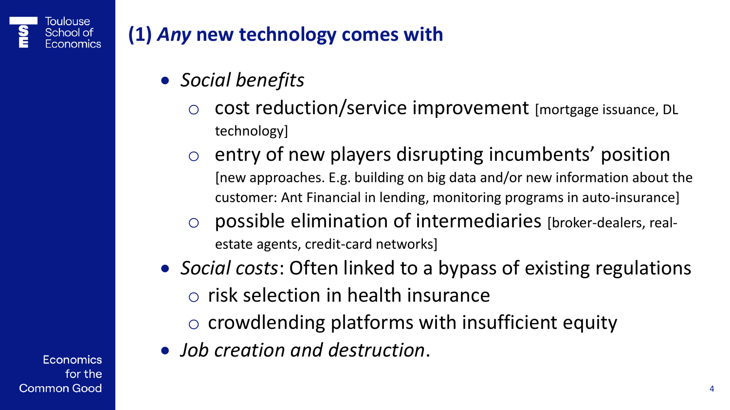## (1) *Any* new technology comes with

- *Social benefits*
  - cost reduction/service improvement [mortgage issuance, DL technology]
  - entry of new players disrupting incumbents' position [new approaches. E.g. building on big data and/or new information about the customer: Ant Financial in lending, monitoring programs in auto-insurance]
  - possible elimination of intermediaries [broker-dealers, real-estate agents, credit-card networks]
- *Social costs*: Often linked to a bypass of existing regulations
  - risk selection in health insurance
  - crowdlending platforms with insufficient equity
- *Job creation and destruction*.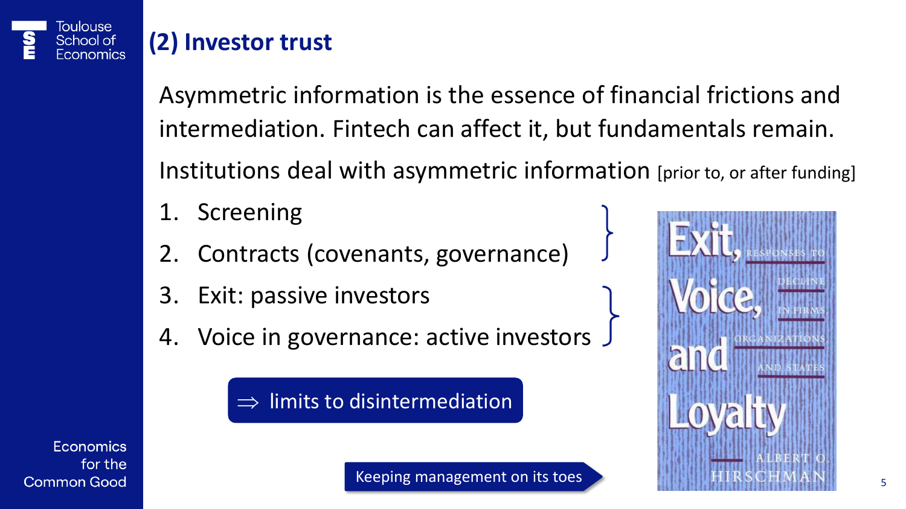## (2) Investor trust

Asymmetric information is the essence of financial frictions and intermediation. Fintech can affect it, but fundamentals remain.

Institutions deal with asymmetric information [prior to, or after funding]

1. Screening
2. Contracts (covenants, governance)
3. Exit: passive investors
4. Voice in governance: active investors

$\Rightarrow$ limits to disintermediation

Keeping management on its toes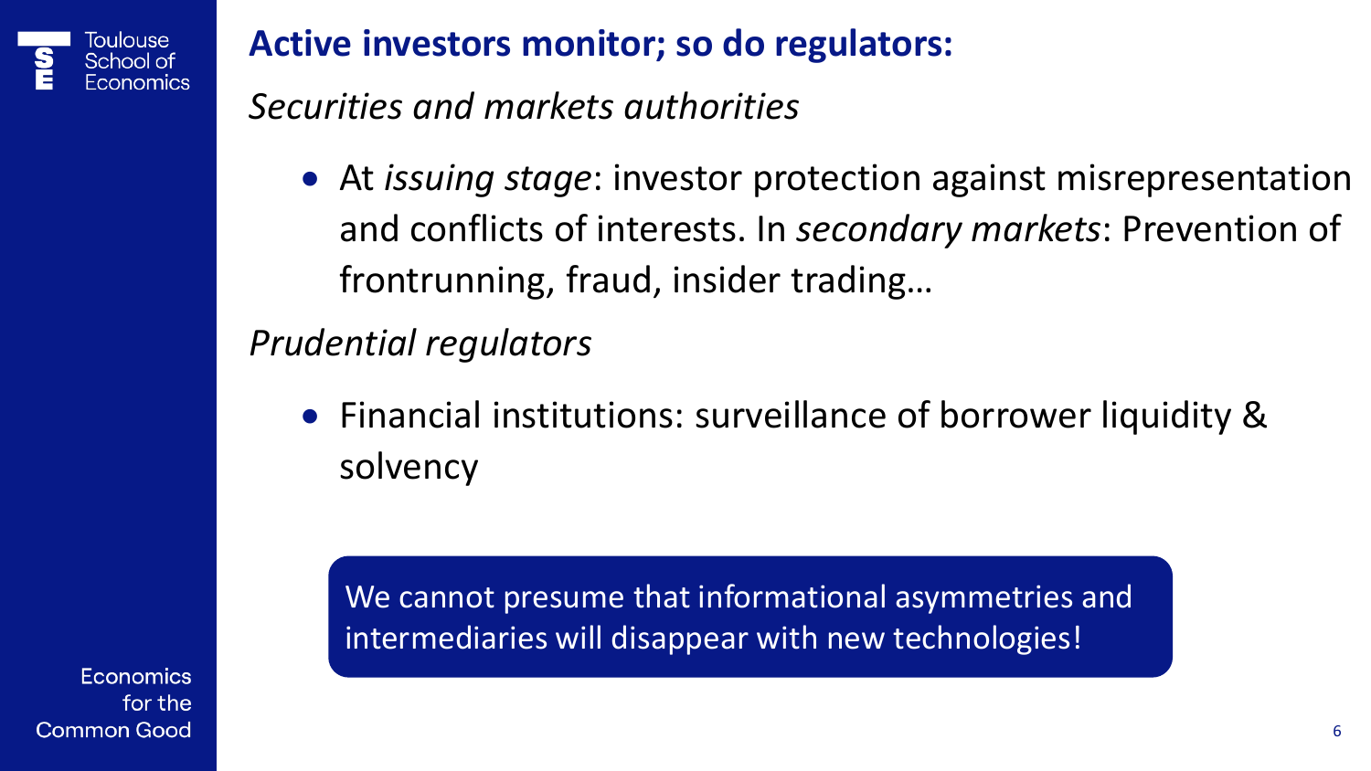# Active investors monitor; so do regulators:

*Securities and markets authorities*

- At *issuing stage*: investor protection against misrepresentation and conflicts of interests. In *secondary markets*: Prevention of frontrunning, fraud, insider trading…

*Prudential regulators*

- Financial institutions: surveillance of borrower liquidity & solvency

We cannot presume that informational asymmetries and intermediaries will disappear with new technologies!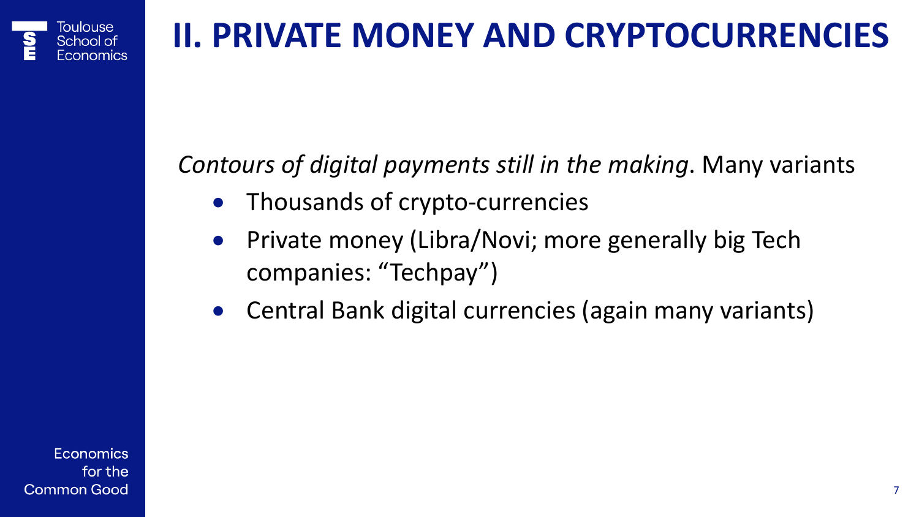# II. PRIVATE MONEY AND CRYPTOCURRENCIES

*Contours of digital payments still in the making*. Many variants

- Thousands of crypto-currencies
- Private money (Libra/Novi; more generally big Tech companies: "Techpay")
- Central Bank digital currencies (again many variants)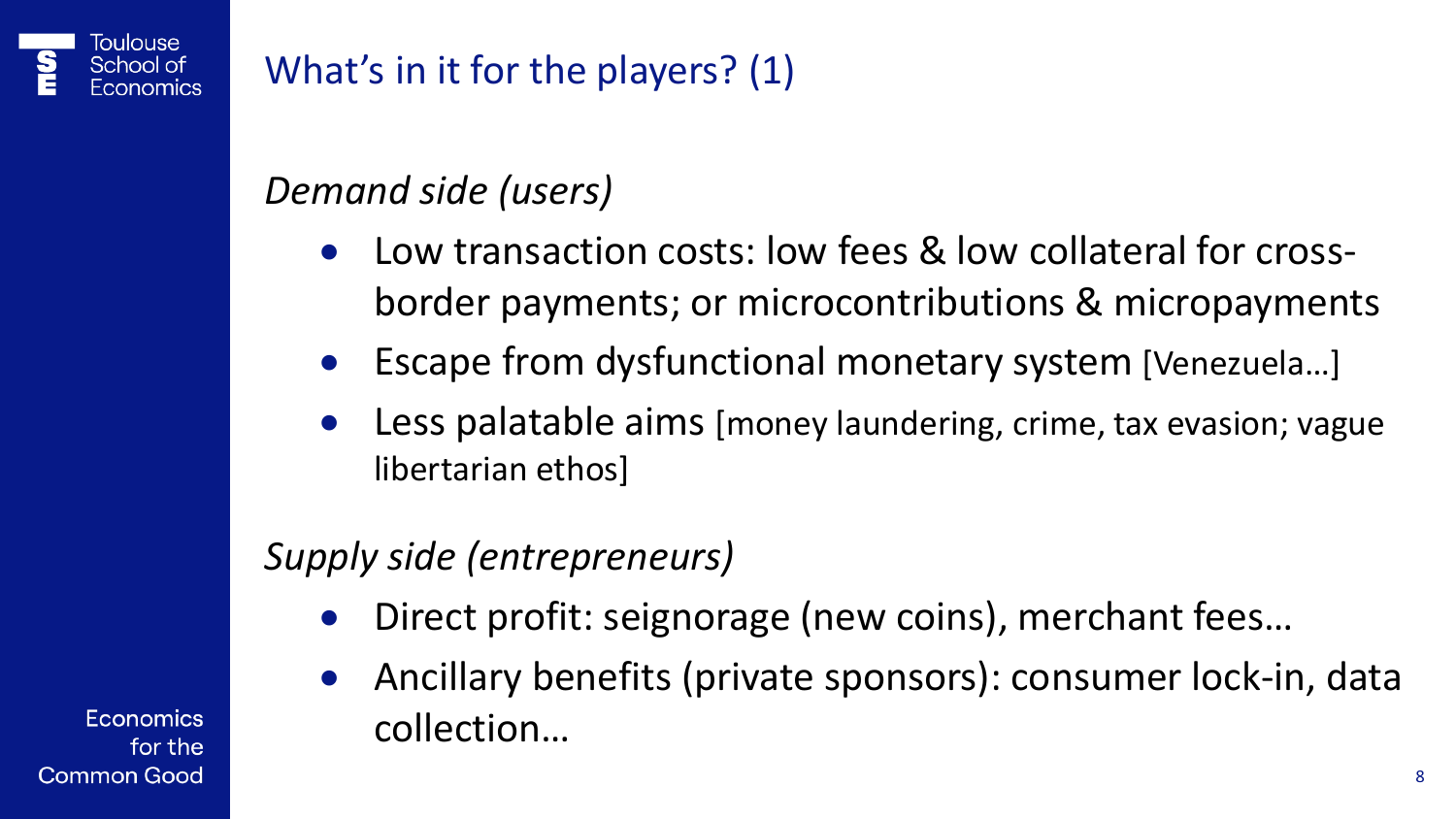## What's in it for the players? (1)

*Demand side (users)*

- Low transaction costs: low fees & low collateral for cross-border payments; or microcontributions & micropayments
- Escape from dysfunctional monetary system [Venezuela…]
- Less palatable aims [money laundering, crime, tax evasion; vague libertarian ethos]

*Supply side (entrepreneurs)*

- Direct profit: seignorage (new coins), merchant fees…
- Ancillary benefits (private sponsors): consumer lock-in, data collection…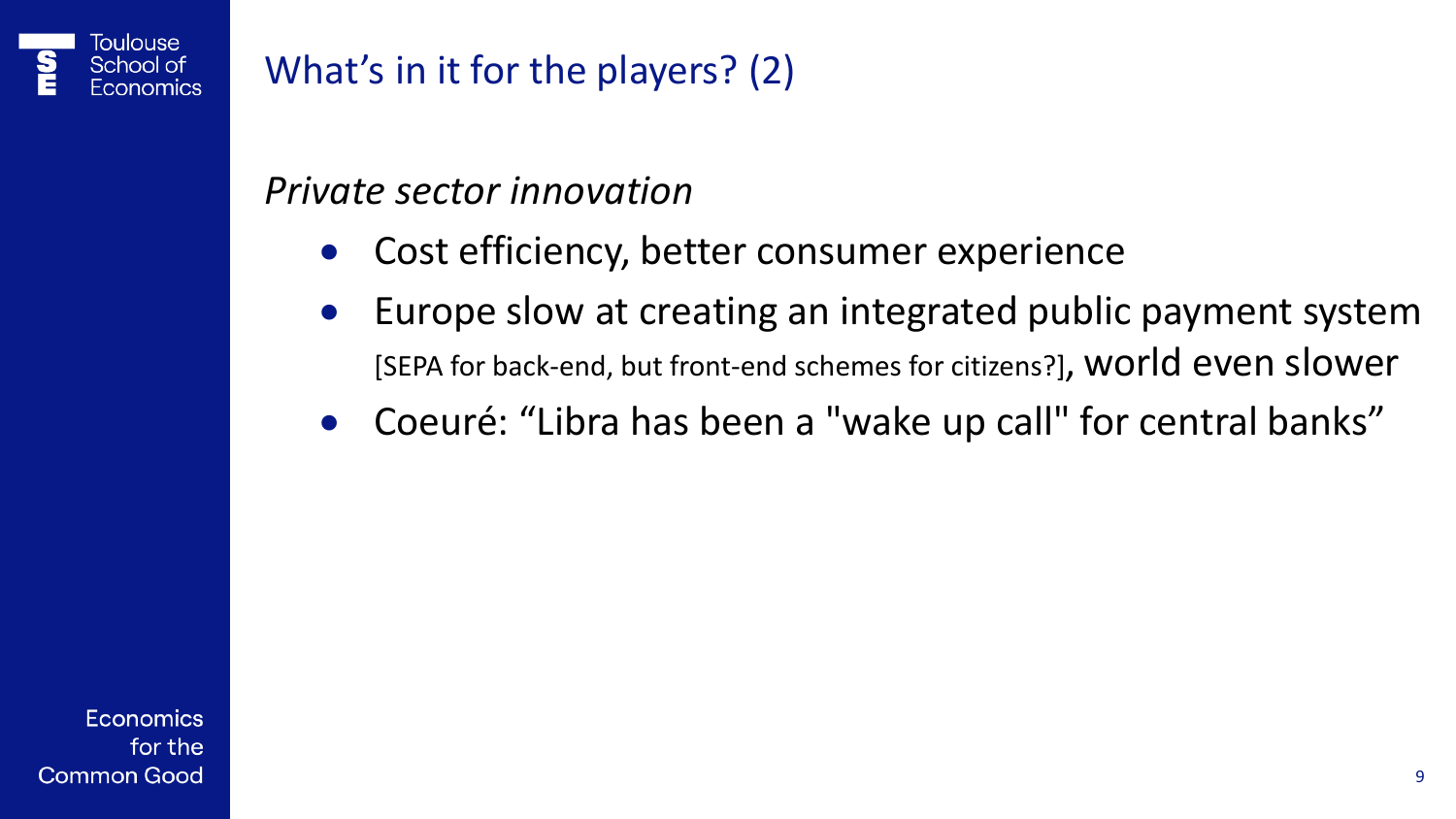## What's in it for the players? (2)

*Private sector innovation*

- Cost efficiency, better consumer experience
- Europe slow at creating an integrated public payment system [SEPA for back-end, but front-end schemes for citizens?], world even slower
- Coeuré: "Libra has been a "wake up call" for central banks"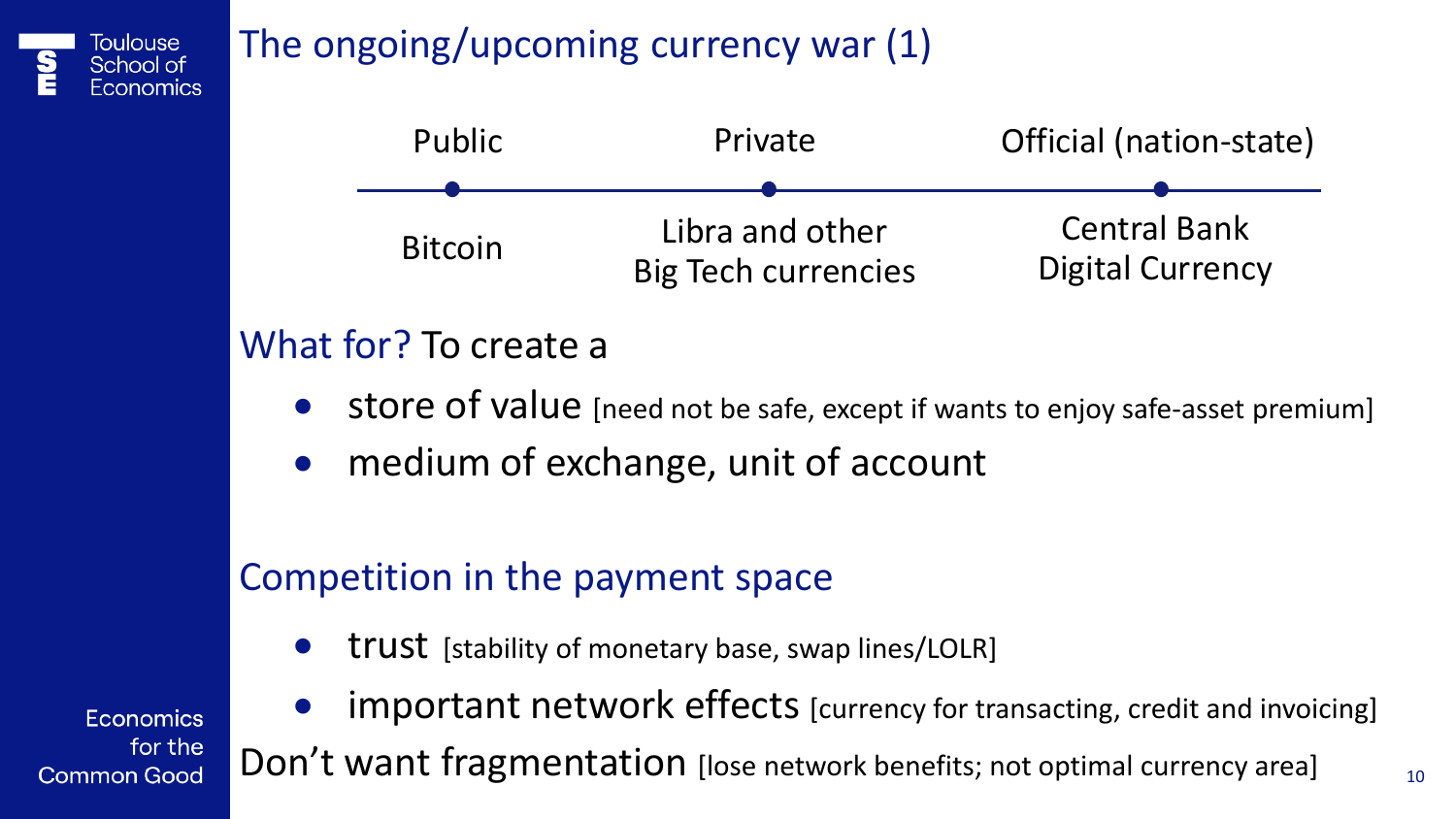# The ongoing/upcoming currency war (1)

| Public | Private | Official (nation-state) |
|---|---|---|
| Bitcoin | Libra and other Big Tech currencies | Central Bank Digital Currency |

## What for? To create a

- store of value [need not be safe, except if wants to enjoy safe-asset premium]
- medium of exchange, unit of account

## Competition in the payment space

- trust [stability of monetary base, swap lines/LOLR]
- important network effects [currency for transacting, credit and invoicing]

Don't want fragmentation [lose network benefits; not optimal currency area]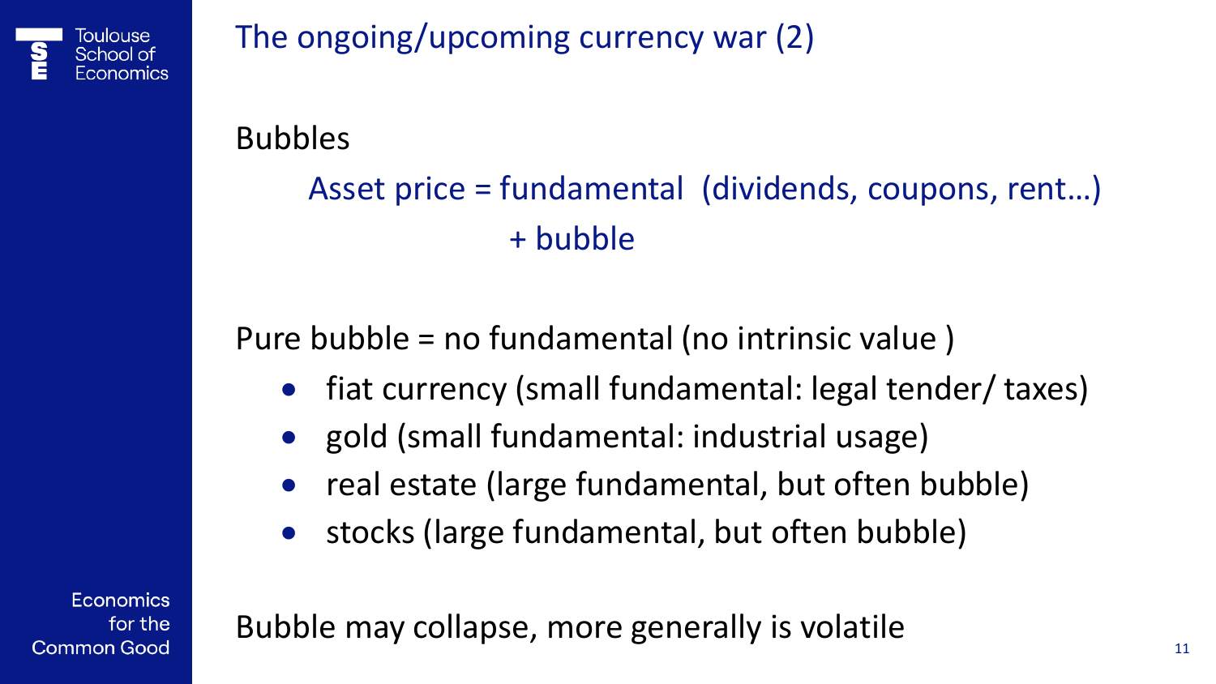# The ongoing/upcoming currency war (2)

Bubbles

Asset price = fundamental (dividends, coupons, rent…)
+ bubble

Pure bubble = no fundamental (no intrinsic value )

- fiat currency (small fundamental: legal tender/ taxes)
- gold (small fundamental: industrial usage)
- real estate (large fundamental, but often bubble)
- stocks (large fundamental, but often bubble)

Bubble may collapse, more generally is volatile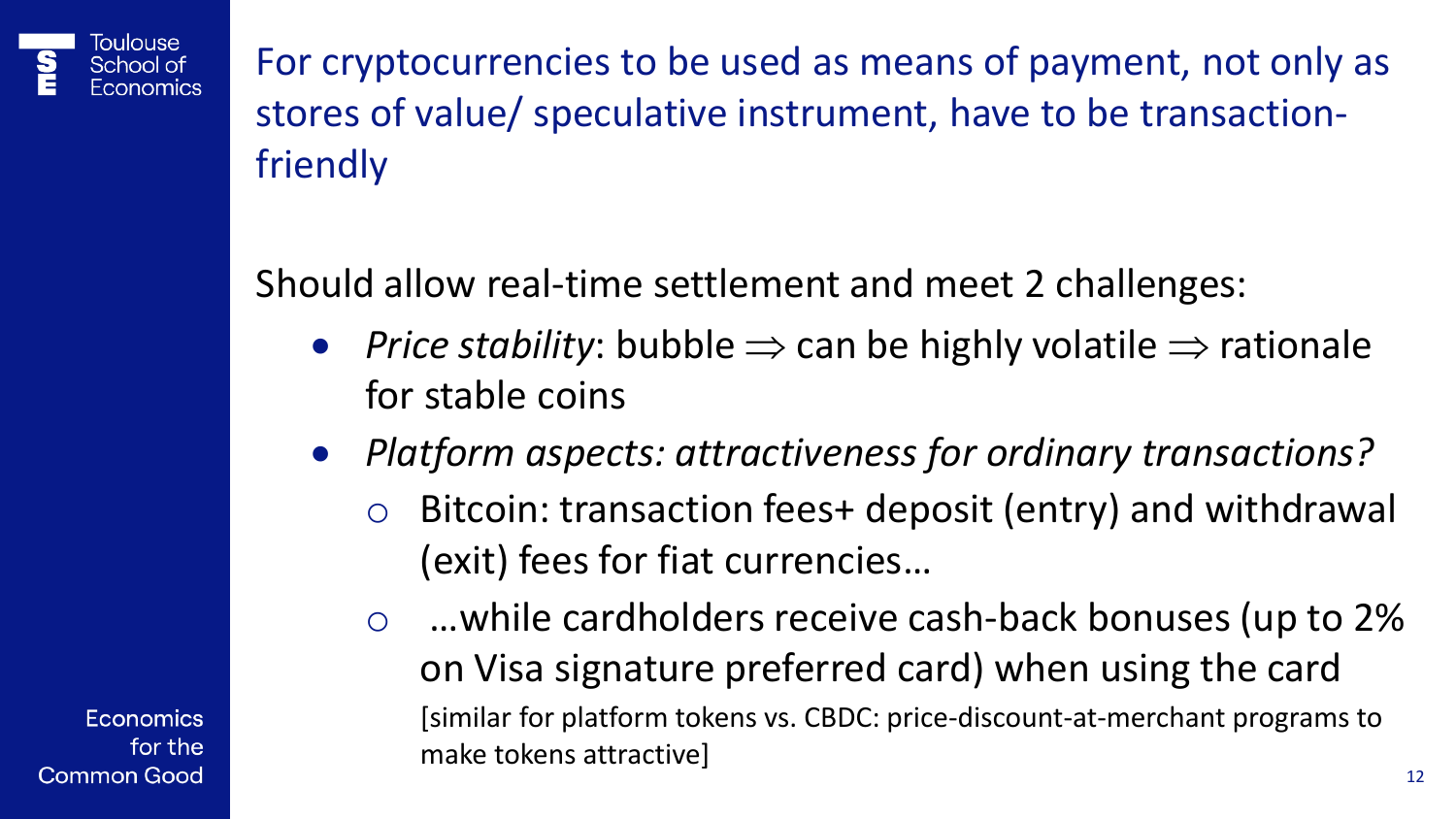## For cryptocurrencies to be used as means of payment, not only as stores of value/ speculative instrument, have to be transaction-friendly

Should allow real-time settlement and meet 2 challenges:

- *Price stability*: bubble $\Rightarrow$ can be highly volatile $\Rightarrow$ rationale for stable coins
- *Platform aspects: attractiveness for ordinary transactions?*
  - Bitcoin: transaction fees+ deposit (entry) and withdrawal (exit) fees for fiat currencies…
  - …while cardholders receive cash-back bonuses (up to 2% on Visa signature preferred card) when using the card
    [similar for platform tokens vs. CBDC: price-discount-at-merchant programs to make tokens attractive]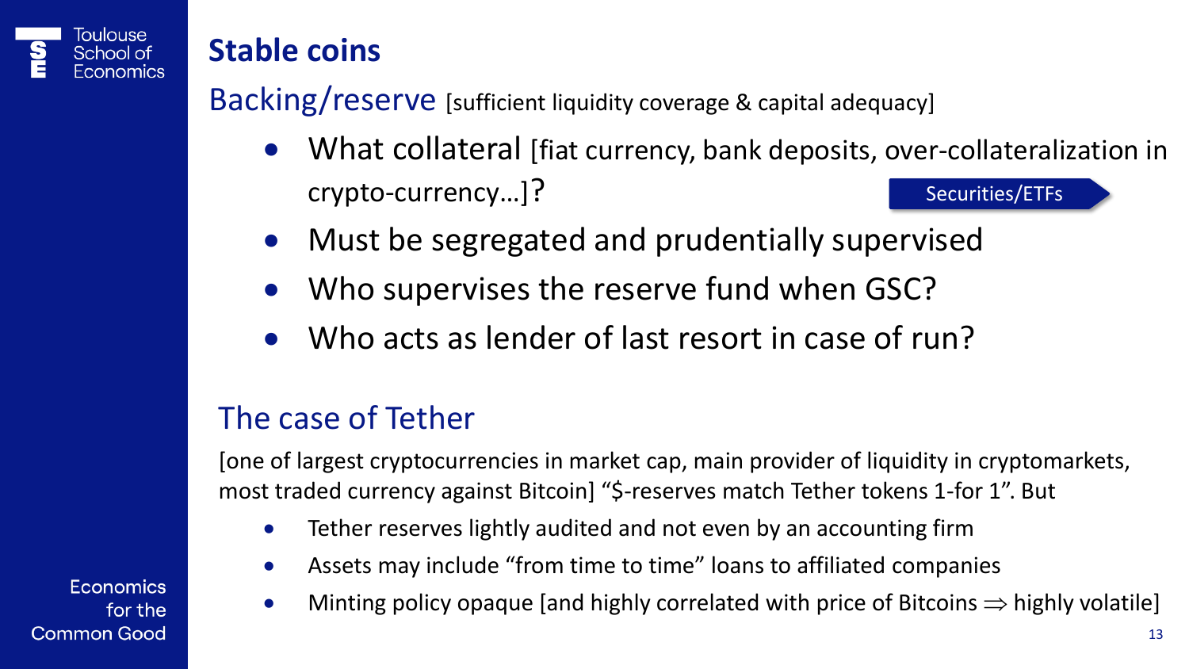# Stable coins

## Backing/reserve [sufficient liquidity coverage & capital adequacy]

- What collateral [fiat currency, bank deposits, over-collateralization in crypto-currency…]? Securities/ETFs
- Must be segregated and prudentially supervised
- Who supervises the reserve fund when GSC?
- Who acts as lender of last resort in case of run?

## The case of Tether

[one of largest cryptocurrencies in market cap, main provider of liquidity in cryptomarkets, most traded currency against Bitcoin] “$-reserves match Tether tokens 1-for 1”. But

- Tether reserves lightly audited and not even by an accounting firm
- Assets may include “from time to time” loans to affiliated companies
- Minting policy opaque [and highly correlated with price of Bitcoins $\Rightarrow$ highly volatile]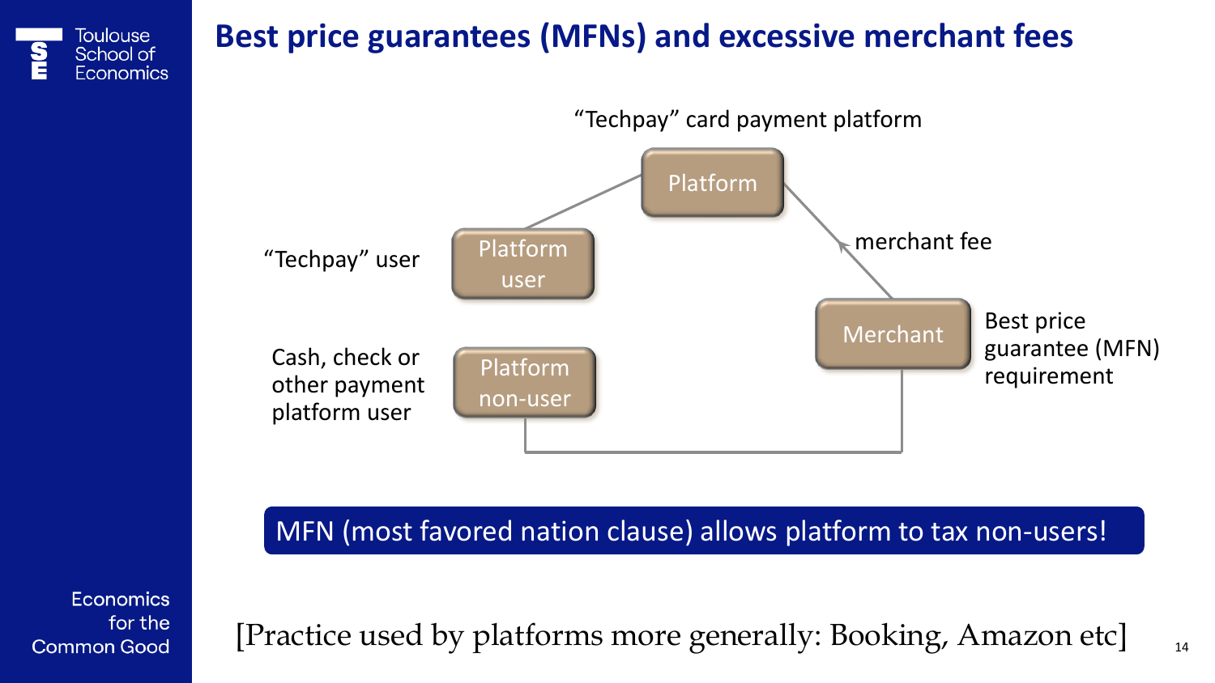# Best price guarantees (MFNs) and excessive merchant fees

"Techpay" card payment platform

Platform

"Techpay" user — Platform user

Cash, check or other payment platform user — Platform non-user

merchant fee

Merchant — Best price guarantee (MFN) requirement

**MFN (most favored nation clause) allows platform to tax non-users!**

[Practice used by platforms more generally: Booking, Amazon etc]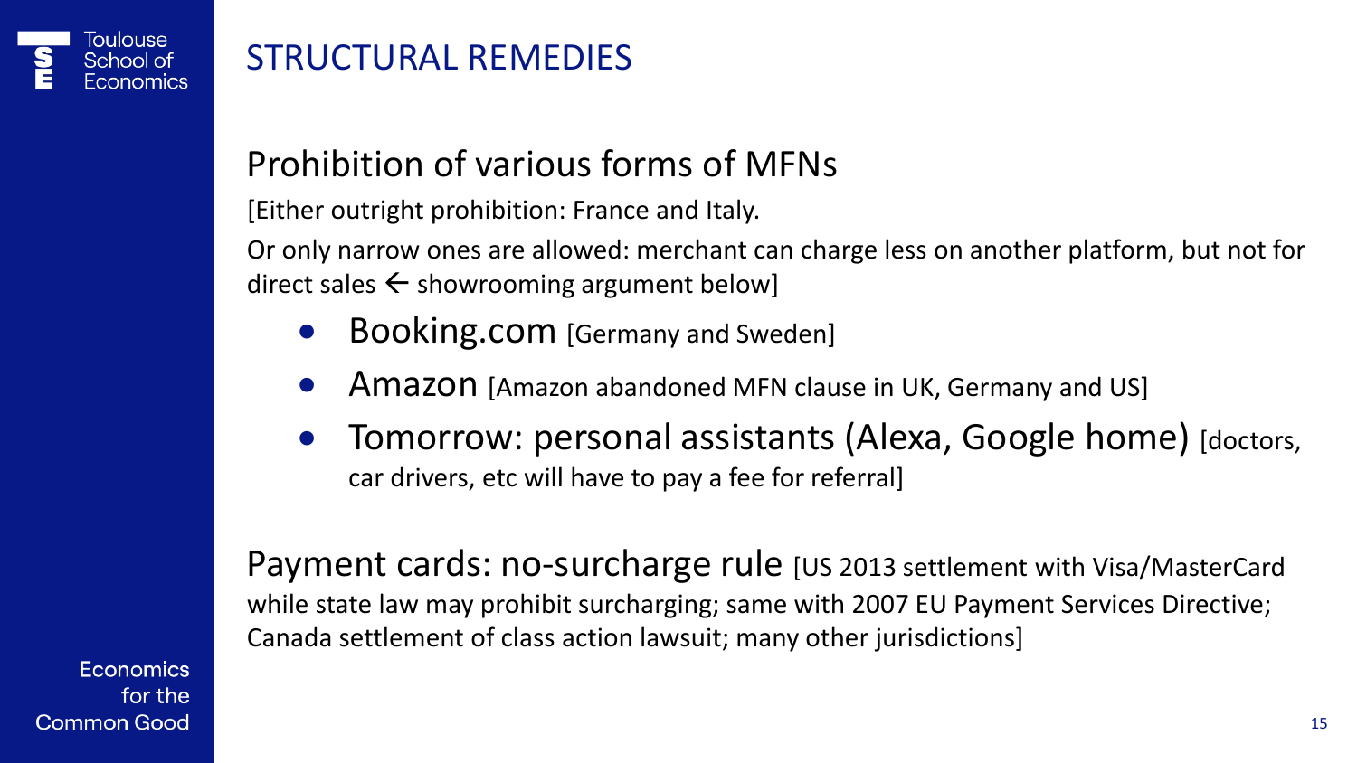# STRUCTURAL REMEDIES

## Prohibition of various forms of MFNs

[Either outright prohibition: France and Italy.

Or only narrow ones are allowed: merchant can charge less on another platform, but not for direct sales ← showrooming argument below]

- Booking.com [Germany and Sweden]
- Amazon [Amazon abandoned MFN clause in UK, Germany and US]
- Tomorrow: personal assistants (Alexa, Google home) [doctors, car drivers, etc will have to pay a fee for referral]

## Payment cards: no-surcharge rule

[US 2013 settlement with Visa/MasterCard while state law may prohibit surcharging; same with 2007 EU Payment Services Directive; Canada settlement of class action lawsuit; many other jurisdictions]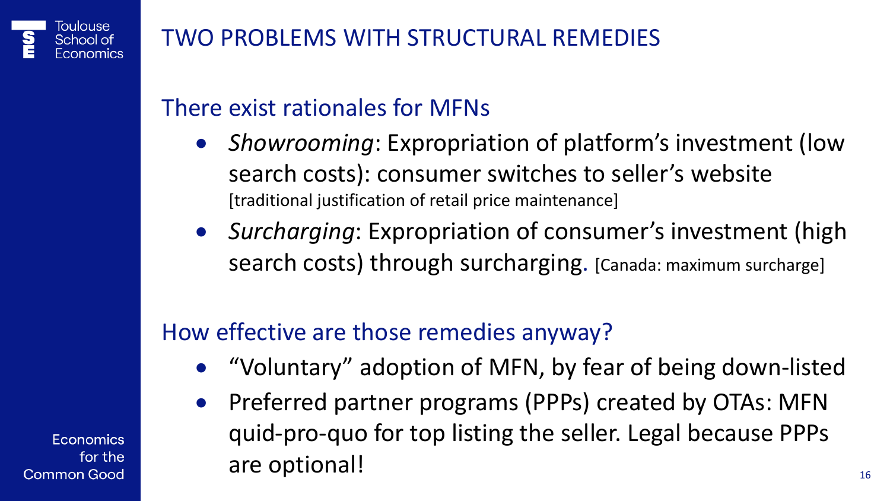# TWO PROBLEMS WITH STRUCTURAL REMEDIES

## There exist rationales for MFNs

- *Showrooming*: Expropriation of platform's investment (low search costs): consumer switches to seller's website [traditional justification of retail price maintenance]
- *Surcharging*: Expropriation of consumer's investment (high search costs) through surcharging. [Canada: maximum surcharge]

## How effective are those remedies anyway?

- "Voluntary" adoption of MFN, by fear of being down-listed
- Preferred partner programs (PPPs) created by OTAs: MFN quid-pro-quo for top listing the seller. Legal because PPPs are optional!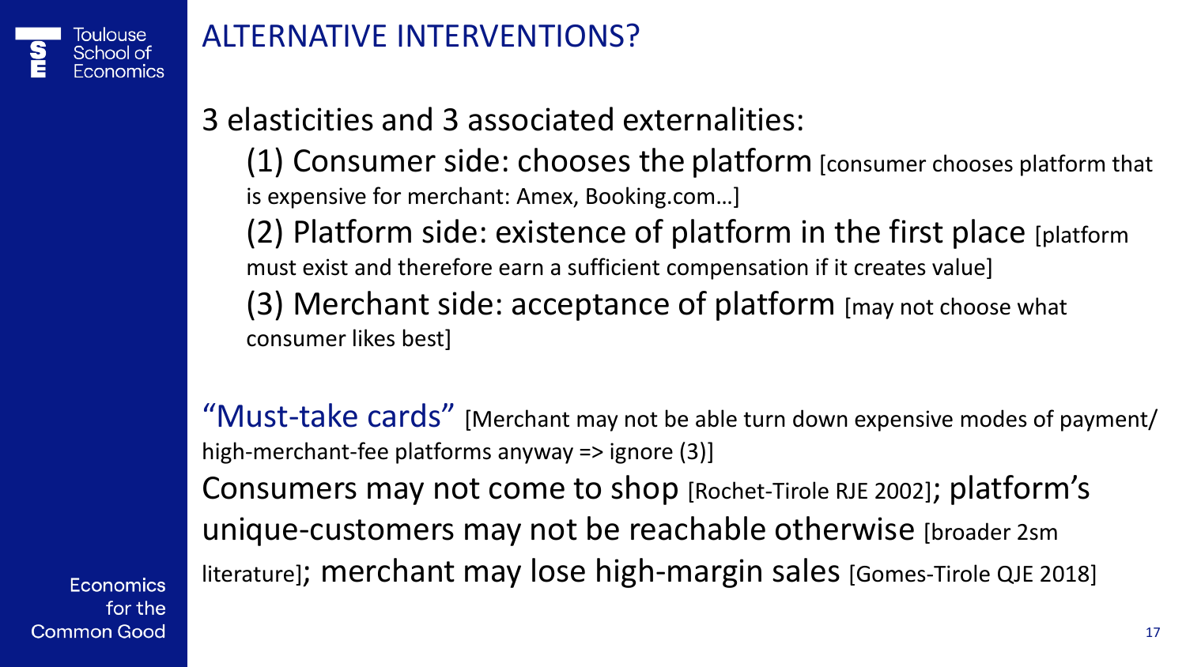# ALTERNATIVE INTERVENTIONS?

3 elasticities and 3 associated externalities:

(1) Consumer side: chooses the platform [consumer chooses platform that is expensive for merchant: Amex, Booking.com…]

(2) Platform side: existence of platform in the first place [platform must exist and therefore earn a sufficient compensation if it creates value]

(3) Merchant side: acceptance of platform [may not choose what consumer likes best]

"Must-take cards" [Merchant may not be able turn down expensive modes of payment/ high-merchant-fee platforms anyway => ignore (3)]

Consumers may not come to shop [Rochet-Tirole RJE 2002]; platform's unique-customers may not be reachable otherwise [broader 2sm literature]; merchant may lose high-margin sales [Gomes-Tirole QJE 2018]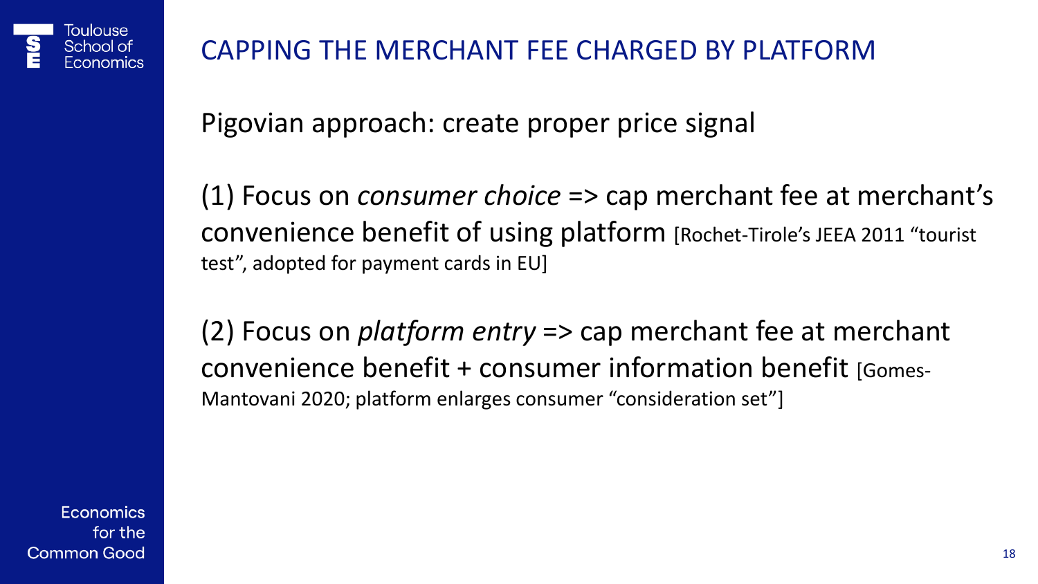# CAPPING THE MERCHANT FEE CHARGED BY PLATFORM

Pigovian approach: create proper price signal

(1) Focus on *consumer choice* => cap merchant fee at merchant's convenience benefit of using platform [Rochet-Tirole's JEEA 2011 "tourist test", adopted for payment cards in EU]

(2) Focus on *platform entry* => cap merchant fee at merchant convenience benefit + consumer information benefit [Gomes-Mantovani 2020; platform enlarges consumer "consideration set"]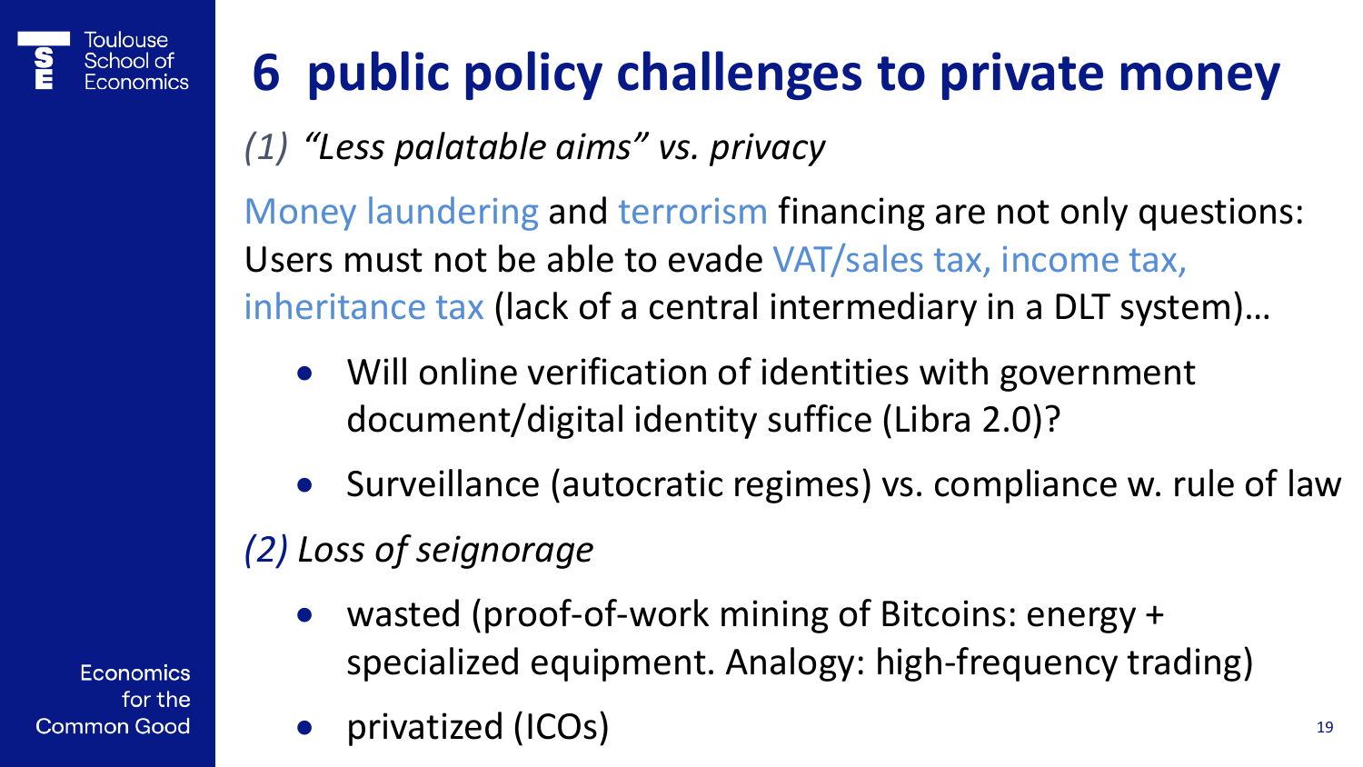# 6 public policy challenges to private money

*(1) "Less palatable aims" vs. privacy*

Money laundering and terrorism financing are not only questions: Users must not be able to evade VAT/sales tax, income tax, inheritance tax (lack of a central intermediary in a DLT system)…

- Will online verification of identities with government document/digital identity suffice (Libra 2.0)?
- Surveillance (autocratic regimes) vs. compliance w. rule of law

*(2) Loss of seignorage*

- wasted (proof-of-work mining of Bitcoins: energy + specialized equipment. Analogy: high-frequency trading)
- privatized (ICOs)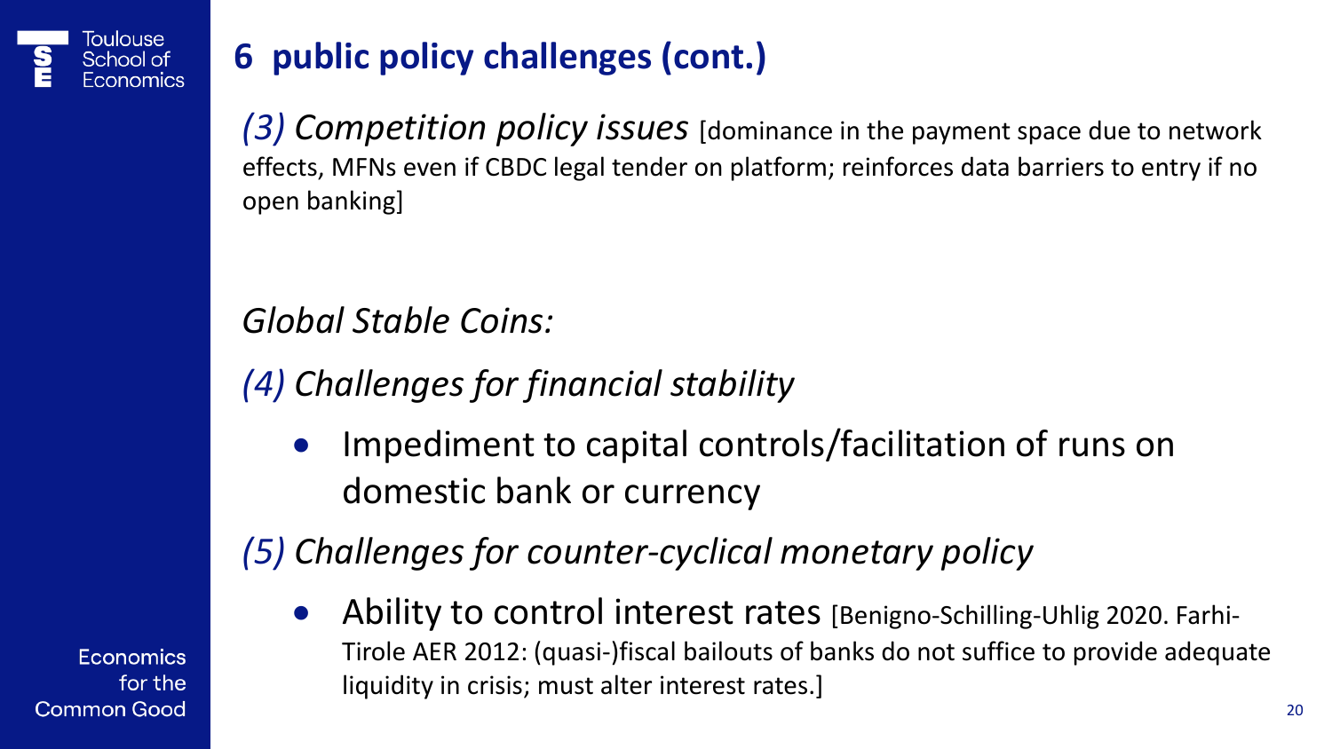# 6 public policy challenges (cont.)

*(3) Competition policy issues* [dominance in the payment space due to network effects, MFNs even if CBDC legal tender on platform; reinforces data barriers to entry if no open banking]

*Global Stable Coins:*

*(4) Challenges for financial stability*

- Impediment to capital controls/facilitation of runs on domestic bank or currency

*(5) Challenges for counter-cyclical monetary policy*

- Ability to control interest rates [Benigno-Schilling-Uhlig 2020. Farhi-Tirole AER 2012: (quasi-)fiscal bailouts of banks do not suffice to provide adequate liquidity in crisis; must alter interest rates.]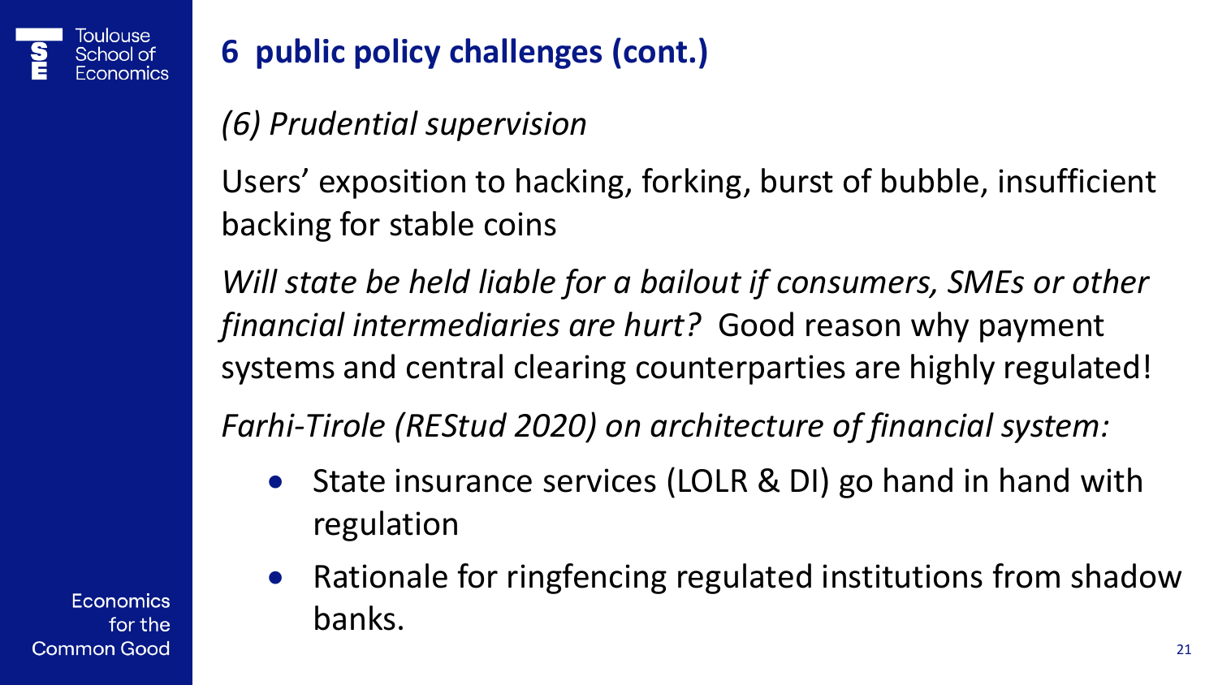# 6 public policy challenges (cont.)

*(6) Prudential supervision*

Users' exposition to hacking, forking, burst of bubble, insufficient backing for stable coins

*Will state be held liable for a bailout if consumers, SMEs or other financial intermediaries are hurt?* Good reason why payment systems and central clearing counterparties are highly regulated!

*Farhi-Tirole (REStud 2020) on architecture of financial system:*

- State insurance services (LOLR & DI) go hand in hand with regulation
- Rationale for ringfencing regulated institutions from shadow banks.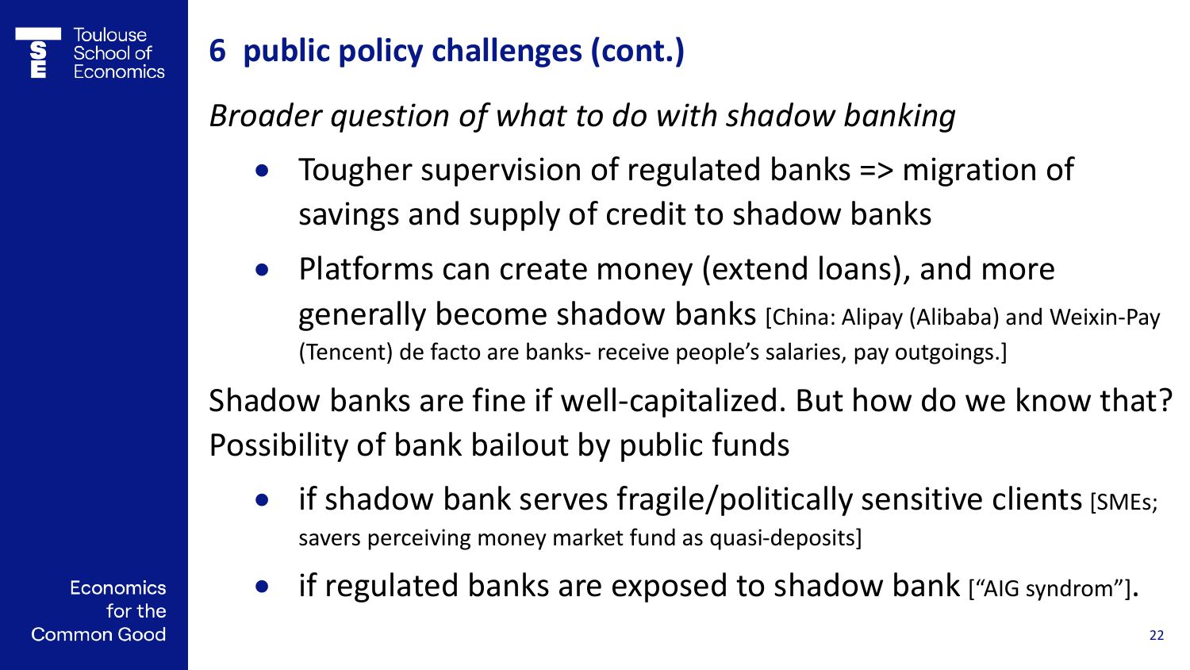## 6 public policy challenges (cont.)

*Broader question of what to do with shadow banking*

- Tougher supervision of regulated banks => migration of savings and supply of credit to shadow banks
- Platforms can create money (extend loans), and more generally become shadow banks [China: Alipay (Alibaba) and Weixin-Pay (Tencent) de facto are banks- receive people's salaries, pay outgoings.]

Shadow banks are fine if well-capitalized. But how do we know that?
Possibility of bank bailout by public funds

- if shadow bank serves fragile/politically sensitive clients [SMEs; savers perceiving money market fund as quasi-deposits]
- if regulated banks are exposed to shadow bank ["AIG syndrom"].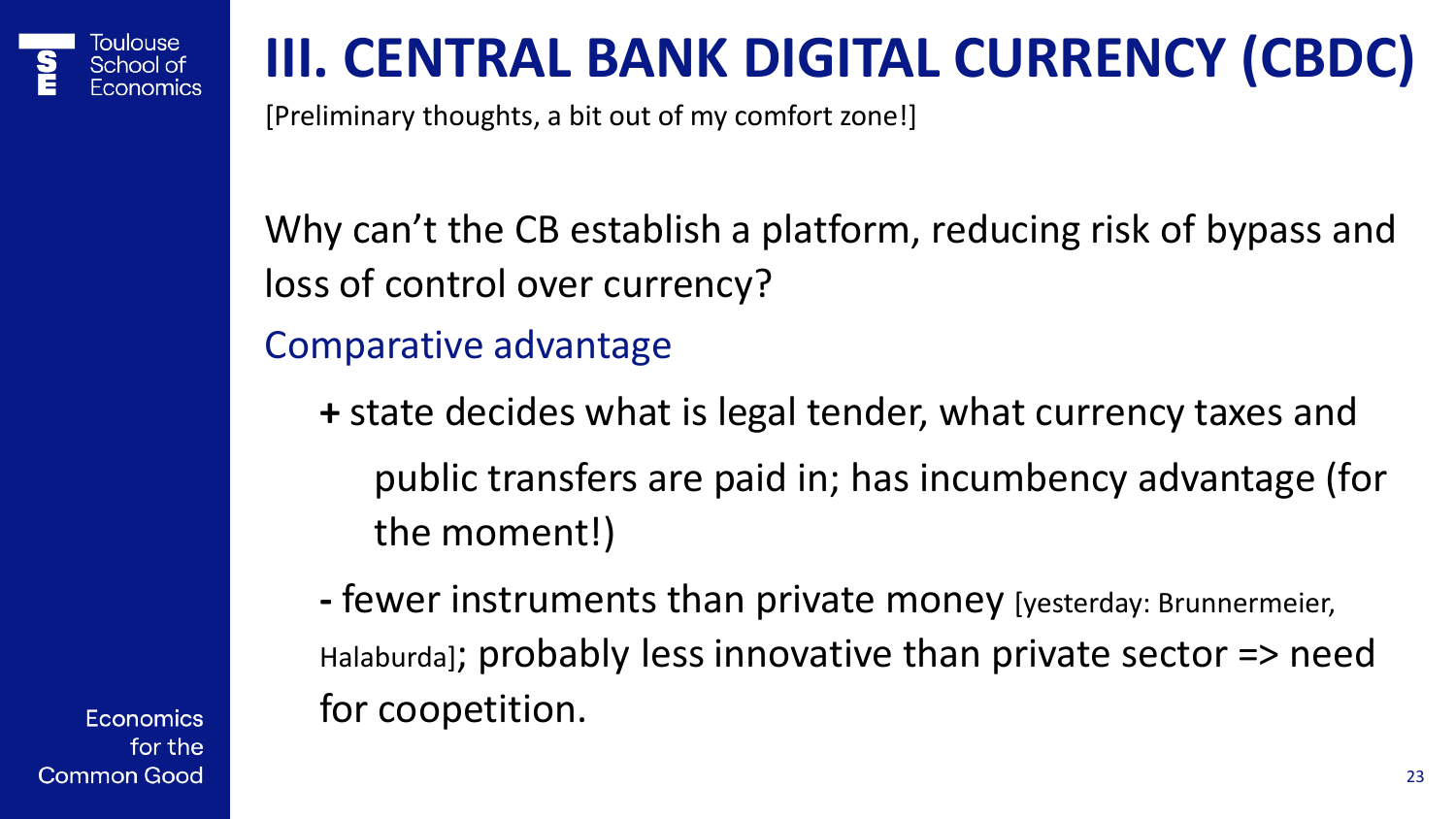# III. CENTRAL BANK DIGITAL CURRENCY (CBDC)

[Preliminary thoughts, a bit out of my comfort zone!]

Why can't the CB establish a platform, reducing risk of bypass and loss of control over currency?

## Comparative advantage

- **+** state decides what is legal tender, what currency taxes and public transfers are paid in; has incumbency advantage (for the moment!)
- **-** fewer instruments than private money [yesterday: Brunnermeier, Halaburda]; probably less innovative than private sector => need for coopetition.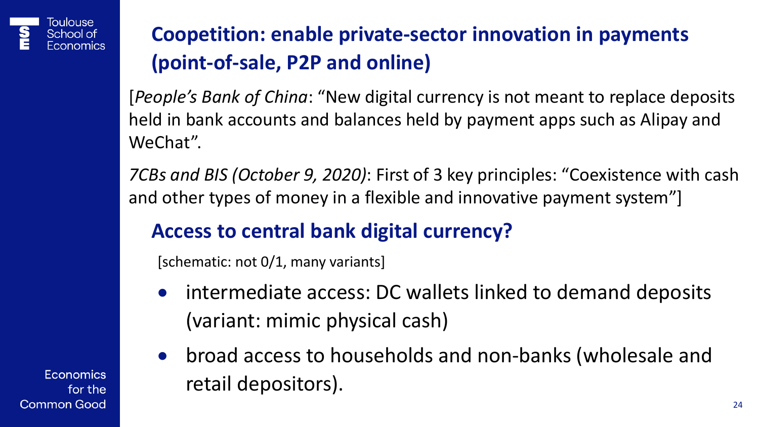## Coopetition: enable private-sector innovation in payments (point-of-sale, P2P and online)

[*People's Bank of China*: "New digital currency is not meant to replace deposits held in bank accounts and balances held by payment apps such as Alipay and WeChat".

*7CBs and BIS (October 9, 2020)*: First of 3 key principles: "Coexistence with cash and other types of money in a flexible and innovative payment system"]

### Access to central bank digital currency?

[schematic: not 0/1, many variants]

- intermediate access: DC wallets linked to demand deposits (variant: mimic physical cash)
- broad access to households and non-banks (wholesale and retail depositors).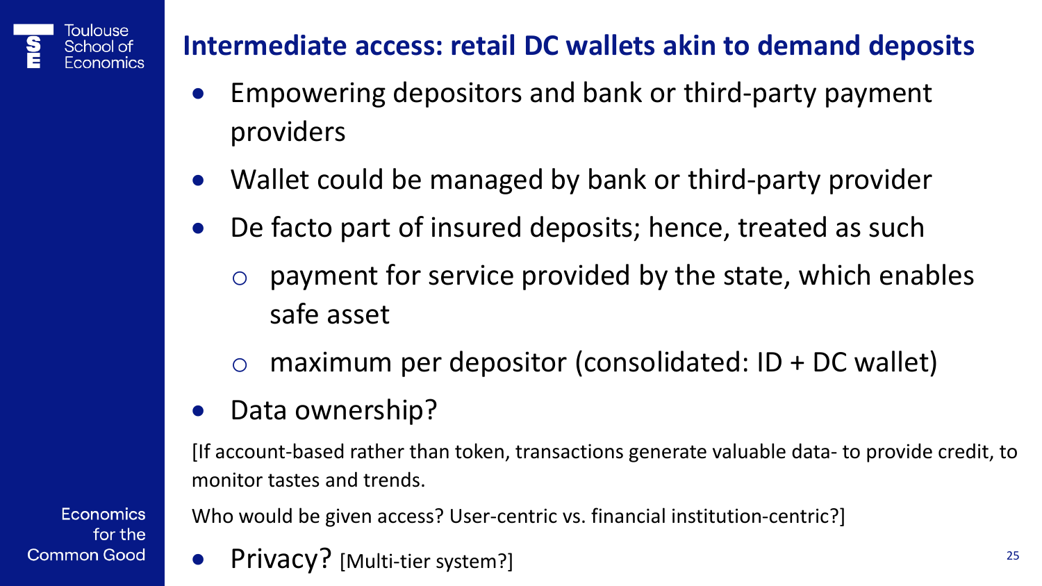## Intermediate access: retail DC wallets akin to demand deposits

- Empowering depositors and bank or third-party payment providers
- Wallet could be managed by bank or third-party provider
- De facto part of insured deposits; hence, treated as such
  - payment for service provided by the state, which enables safe asset
  - maximum per depositor (consolidated: ID + DC wallet)
- Data ownership?

[If account-based rather than token, transactions generate valuable data- to provide credit, to monitor tastes and trends.

Who would be given access? User-centric vs. financial institution-centric?]

- Privacy? [Multi-tier system?]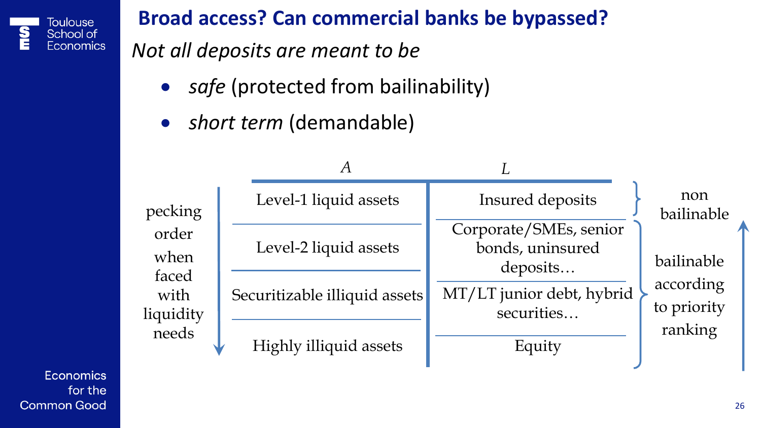## Broad access? Can commercial banks be bypassed?

*Not all deposits are meant to be*

- *safe* (protected from bailinability)
- *short term* (demandable)

| pecking order when faced with liquidity needs (↓) | A | L | |
|---|---|---|---|
| | Level-1 liquid assets | Insured deposits | non bailinable |
| | Level-2 liquid assets | Corporate/SMEs, senior bonds, uninsured deposits… | bailinable according to priority ranking (↑) |
| | Securitizable illiquid assets | MT/LT junior debt, hybrid securities… | |
| | Highly illiquid assets | Equity | |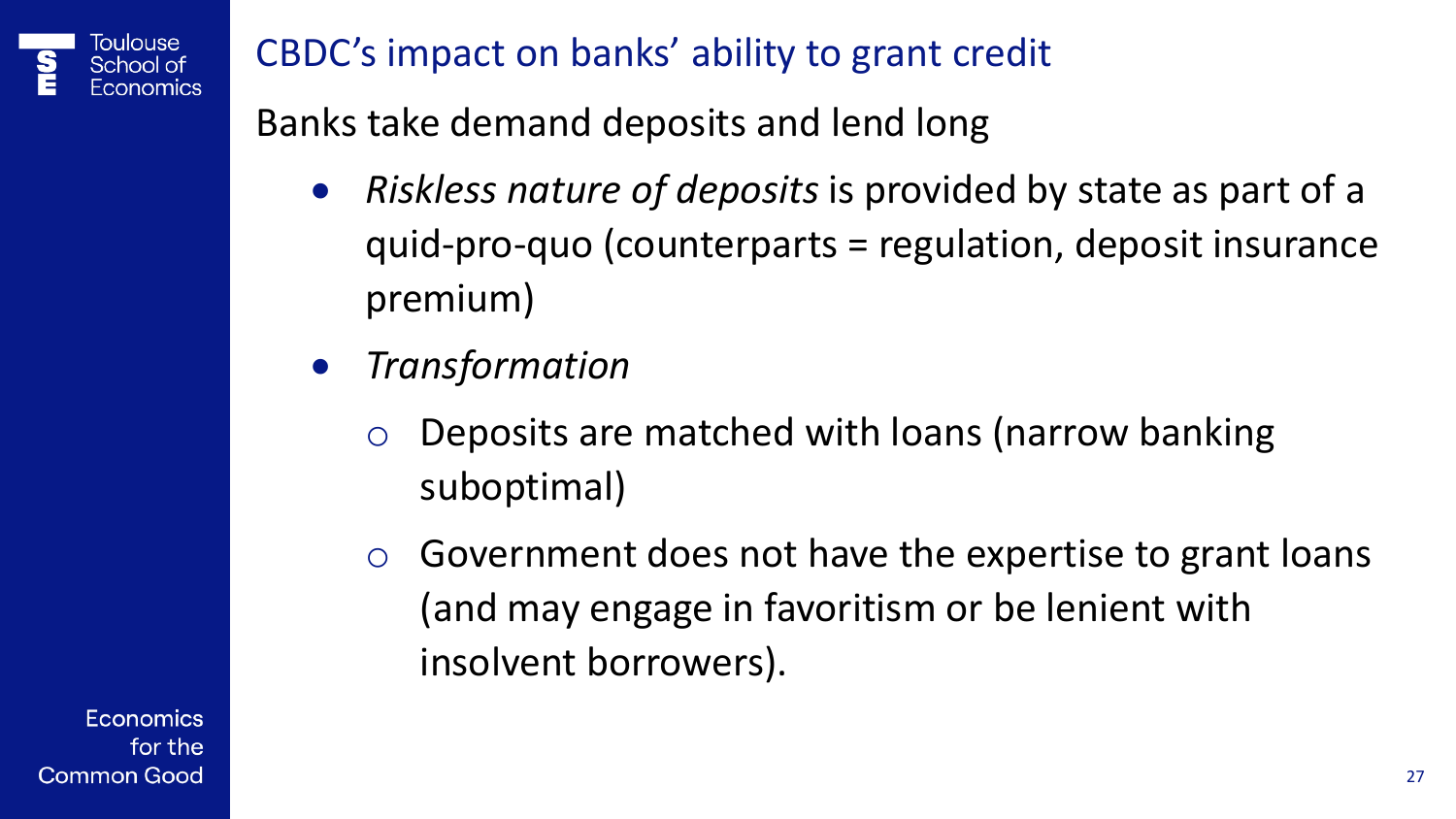## CBDC's impact on banks' ability to grant credit

Banks take demand deposits and lend long

- *Riskless nature of deposits* is provided by state as part of a quid-pro-quo (counterparts = regulation, deposit insurance premium)
- *Transformation*
  - Deposits are matched with loans (narrow banking suboptimal)
  - Government does not have the expertise to grant loans (and may engage in favoritism or be lenient with insolvent borrowers).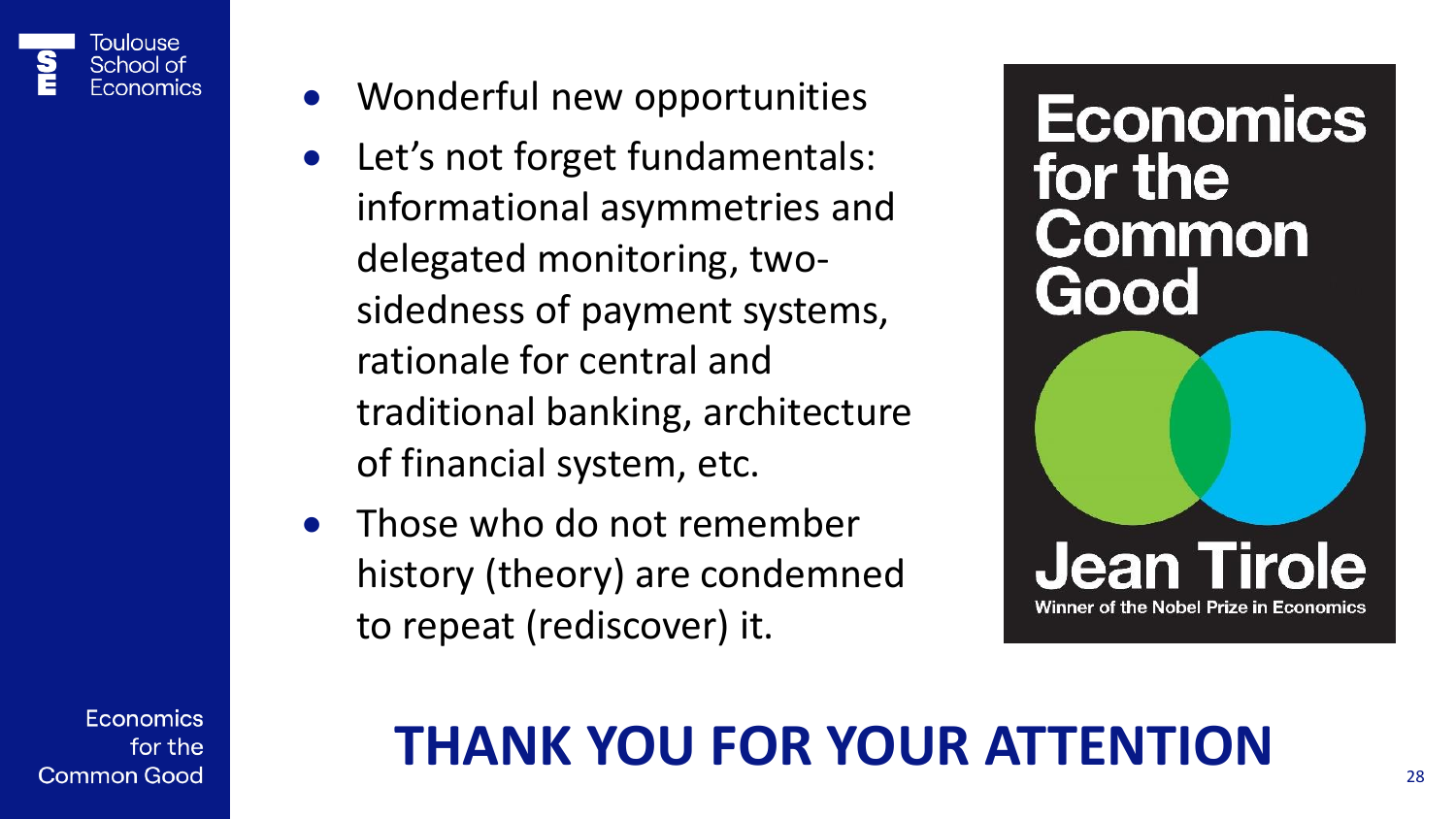- Wonderful new opportunities
- Let's not forget fundamentals: informational asymmetries and delegated monitoring, two-sidedness of payment systems, rationale for central and traditional banking, architecture of financial system, etc.
- Those who do not remember history (theory) are condemned to repeat (rediscover) it.

Economics for the Common Good

Jean Tirole

Winner of the Nobel Prize in Economics

# THANK YOU FOR YOUR ATTENTION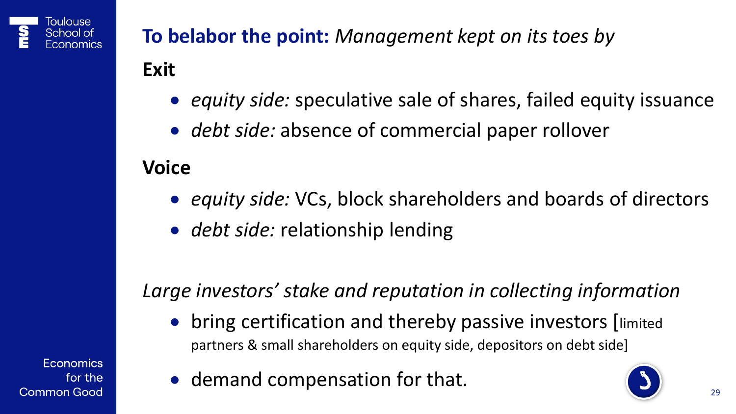## **To belabor the point:** *Management kept on its toes by*

**Exit**

- *equity side:* speculative sale of shares, failed equity issuance
- *debt side:* absence of commercial paper rollover

**Voice**

- *equity side:* VCs, block shareholders and boards of directors
- *debt side:* relationship lending

*Large investors' stake and reputation in collecting information*

- bring certification and thereby passive investors [limited partners & small shareholders on equity side, depositors on debt side]
- demand compensation for that.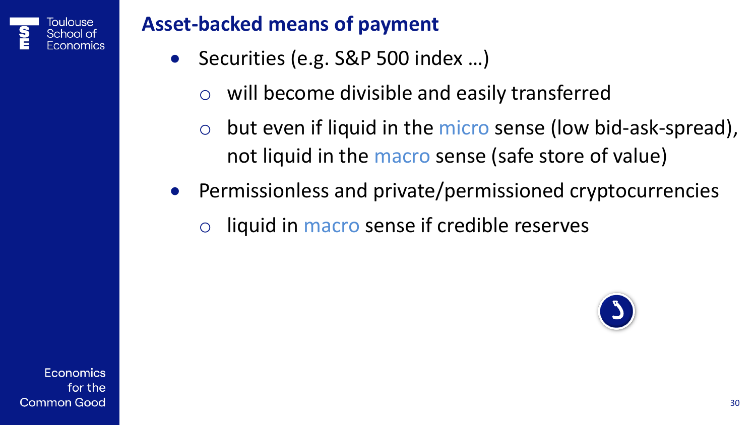## Asset-backed means of payment

- Securities (e.g. S&P 500 index …)
  - will become divisible and easily transferred
  - but even if liquid in the micro sense (low bid-ask-spread), not liquid in the macro sense (safe store of value)
- Permissionless and private/permissioned cryptocurrencies
  - liquid in macro sense if credible reserves